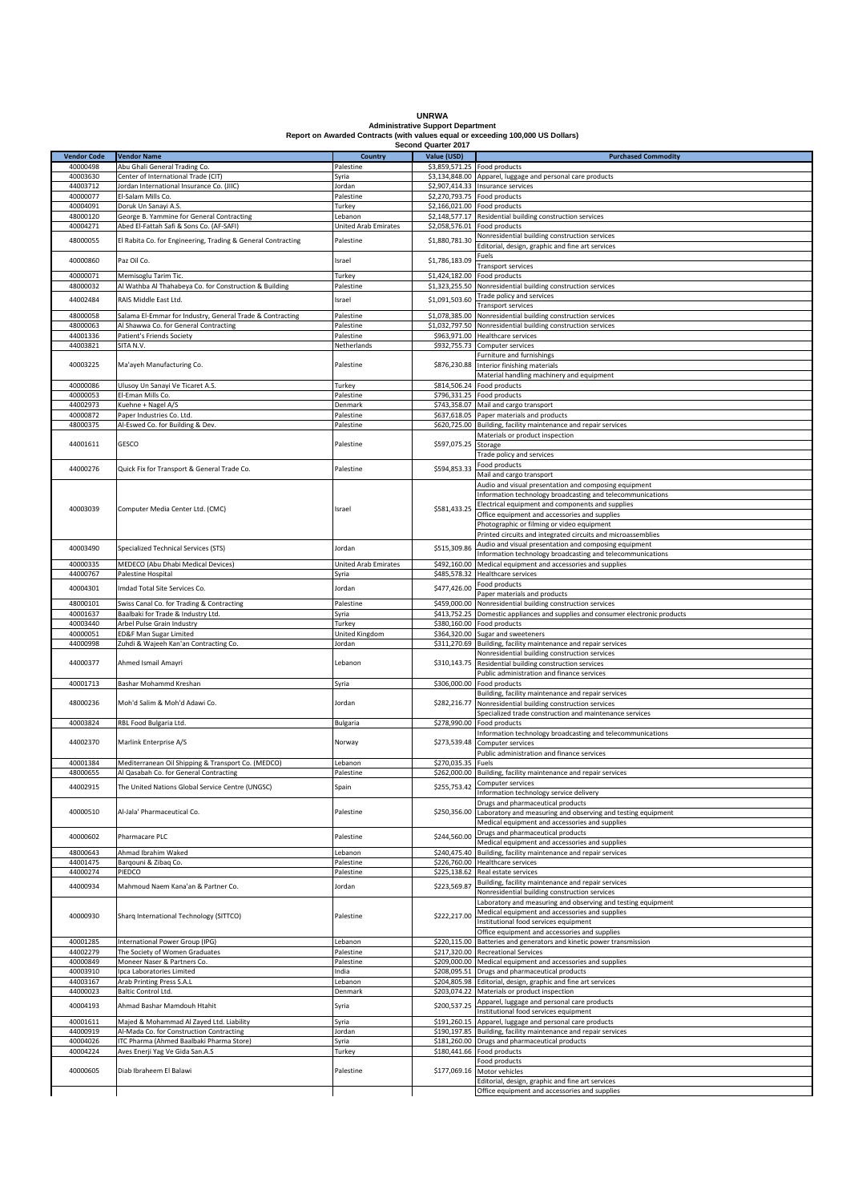# UNRWA

## Administrative Support Department

### Report on Awarded Contracts (with values equal or exceeding 100,000 US Dollars)

### Second Quarter 2017

| Vendor Code | Vendor Name | Country | Value (USD) | Purchased Commodity |
|---|---|---|---|---|
| 40000498 | Abu Ghali General Trading Co. | Palestine | $3,859,571.25 | Food products |
| 40003630 | Center of International Trade (CIT) | Syria | $3,134,848.00 | Apparel, luggage and personal care products |
| 44003712 | Jordan International Insurance Co. (JIIC) | Jordan | $2,907,414.33 | Insurance services |
| 40000077 | El-Salam Mills Co. | Palestine | $2,270,793.75 | Food products |
| 40004091 | Doruk Un Sanayi A.S. | Turkey | $2,166,021.00 | Food products |
| 48000120 | George B. Yammine for General Contracting | Lebanon | $2,148,577.17 | Residential building construction services |
| 40004271 | Abed El-Fattah Safi & Sons Co. (AF-SAFI) | United Arab Emirates | $2,058,576.01 | Food products |
| 48000055 | El Rabita Co. for Engineering, Trading & General Contracting | Palestine | $1,880,781.30 | Nonresidential building construction services<br>Editorial, design, graphic and fine art services |
| 40000860 | Paz Oil Co. | Israel | $1,786,183.09 | Fuels<br>Transport services |
| 40000071 | Memisoglu Tarim Tic. | Turkey | $1,424,182.00 | Food products |
| 48000032 | Al Wathba Al Thahabeya Co. for Construction & Building | Palestine | $1,323,255.50 | Nonresidential building construction services |
| 44002484 | RAIS Middle East Ltd. | Israel | $1,091,503.60 | Trade policy and services<br>Transport services |
| 48000058 | Salama El-Emmar for Industry, General Trade & Contracting | Palestine | $1,078,385.00 | Nonresidential building construction services |
| 48000063 | Al Shawwa Co. for General Contracting | Palestine | $1,032,797.50 | Nonresidential building construction services |
| 44001336 | Patient's Friends Society | Palestine | $963,971.00 | Healthcare services |
| 44003821 | SITA N.V. | Netherlands | $932,755.73 | Computer services |
| 40003225 | Ma'ayeh Manufacturing Co. | Palestine | $876,230.88 | Furniture and furnishings<br>Interior finishing materials<br>Material handling machinery and equipment |
| 40000086 | Ulusoy Un Sanayi Ve Ticaret A.S. | Turkey | $814,506.24 | Food products |
| 40000053 | El-Eman Mills Co. | Palestine | $796,331.25 | Food products |
| 44002973 | Kuehne + Nagel A/S | Denmark | $743,358.07 | Mail and cargo transport |
| 40000872 | Paper Industries Co. Ltd. | Palestine | $637,618.05 | Paper materials and products |
| 48000375 | Al-Eswed Co. for Building & Dev. | Palestine | $620,725.00 | Building, facility maintenance and repair services |
| 44001611 | GESCO | Palestine | $597,075.25 | Materials or product inspection<br>Storage<br>Trade policy and services |
| 44000276 | Quick Fix for Transport & General Trade Co. | Palestine | $594,853.33 | Food products<br>Mail and cargo transport |
| 40003039 | Computer Media Center Ltd. (CMC) | Israel | $581,433.25 | Audio and visual presentation and composing equipment<br>Information technology broadcasting and telecommunications<br>Electrical equipment and components and supplies<br>Office equipment and accessories and supplies<br>Photographic or filming or video equipment<br>Printed circuits and integrated circuits and microassemblies |
| 40003490 | Specialized Technical Services (STS) | Jordan | $515,309.86 | Audio and visual presentation and composing equipment<br>Information technology broadcasting and telecommunications |
| 40000335 | MEDECO (Abu Dhabi Medical Devices) | United Arab Emirates | $492,160.00 | Medical equipment and accessories and supplies |
| 44000767 | Palestine Hospital | Syria | $485,578.32 | Healthcare services |
| 40004301 | Imdad Total Site Services Co. | Jordan | $477,426.00 | Food products<br>Paper materials and products |
| 48000101 | Swiss Canal Co. for Trading & Contracting | Palestine | $459,000.00 | Nonresidential building construction services |
| 40001637 | Baalbaki for Trade & Industry Ltd. | Syria | $413,752.25 | Domestic appliances and supplies and consumer electronic products |
| 40003440 | Arbel Pulse Grain Industry | Turkey | $380,160.00 | Food products |
| 40000051 | ED&F Man Sugar Limited | United Kingdom | $364,320.00 | Sugar and sweeteners |
| 44000998 | Zuhdi & Wajeeh Kan'an Contracting Co. | Jordan | $311,270.69 | Building, facility maintenance and repair services |
| 44000377 | Ahmed Ismail Amayri | Lebanon | $310,143.75 | Nonresidential building construction services<br>Residential building construction services<br>Public administration and finance services |
| 40001713 | Bashar Mohammd Kreshan | Syria | $306,000.00 | Food products |
| 48000236 | Moh'd Salim & Moh'd Adawi Co. | Jordan | $282,216.77 | Building, facility maintenance and repair services<br>Nonresidential building construction services<br>Specialized trade construction and maintenance services |
| 40003824 | RBL Food Bulgaria Ltd. | Bulgaria | $278,990.00 | Food products |
| 44002370 | Marlink Enterprise A/S | Norway | $273,539.48 | Information technology broadcasting and telecommunications<br>Computer services<br>Public administration and finance services |
| 40001384 | Mediterranean Oil Shipping & Transport Co. (MEDCO) | Lebanon | $270,035.35 | Fuels |
| 48000655 | Al Qasabah Co. for General Contracting | Palestine | $262,000.00 | Building, facility maintenance and repair services |
| 44002915 | The United Nations Global Service Centre (UNGSC) | Spain | $255,753.42 | Computer services<br>Information technology service delivery |
| 40000510 | Al-Jala' Pharmaceutical Co. | Palestine | $250,356.00 | Drugs and pharmaceutical products<br>Laboratory and measuring and observing and testing equipment<br>Medical equipment and accessories and supplies |
| 40000602 | Pharmacare PLC | Palestine | $244,560.00 | Drugs and pharmaceutical products<br>Medical equipment and accessories and supplies |
| 48000643 | Ahmad Ibrahim Waked | Lebanon | $240,475.40 | Building, facility maintenance and repair services |
| 44001475 | Barqouni & Zibaq Co. | Palestine | $226,760.00 | Healthcare services |
| 44000274 | PIEDCO | Palestine | $225,138.62 | Real estate services |
| 44000934 | Mahmoud Naem Kana'an & Partner Co. | Jordan | $223,569.87 | Building, facility maintenance and repair services<br>Nonresidential building construction services |
| 40000930 | Sharq International Technology (SITTCO) | Palestine | $222,217.00 | Laboratory and measuring and observing and testing equipment<br>Medical equipment and accessories and supplies<br>Institutional food services equipment<br>Office equipment and accessories and supplies |
| 40001285 | International Power Group (IPG) | Lebanon | $220,115.00 | Batteries and generators and kinetic power transmission |
| 44002279 | The Society of Women Graduates | Palestine | $217,320.00 | Recreational Services |
| 40000849 | Moneer Naser & Partners Co. | Palestine | $209,000.00 | Medical equipment and accessories and supplies |
| 40003910 | Ipca Laboratories Limited | India | $208,095.51 | Drugs and pharmaceutical products |
| 44003167 | Arab Printing Press S.A.L | Lebanon | $204,805.98 | Editorial, design, graphic and fine art services |
| 44000023 | Baltic Control Ltd. | Denmark | $203,074.22 | Materials or product inspection |
| 40004193 | Ahmad Bashar Mamdouh Htahit | Syria | $200,537.25 | Apparel, luggage and personal care products<br>Institutional food services equipment |
| 40001611 | Majed & Mohammad Al Zayed Ltd. Liability | Syria | $191,260.15 | Apparel, luggage and personal care products |
| 44000919 | Al-Mada Co. for Construction Contracting | Jordan | $190,197.85 | Building, facility maintenance and repair services |
| 40004026 | ITC Pharma (Ahmed Baalbaki Pharma Store) | Syria | $181,260.00 | Drugs and pharmaceutical products |
| 40004224 | Aves Enerji Yag Ve Gida San.A.S | Turkey | $180,441.66 | Food products |
| 40000605 | Diab Ibraheem El Balawi | Palestine | $177,069.16 | Food products<br>Motor vehicles<br>Editorial, design, graphic and fine art services<br>Office equipment and accessories and supplies |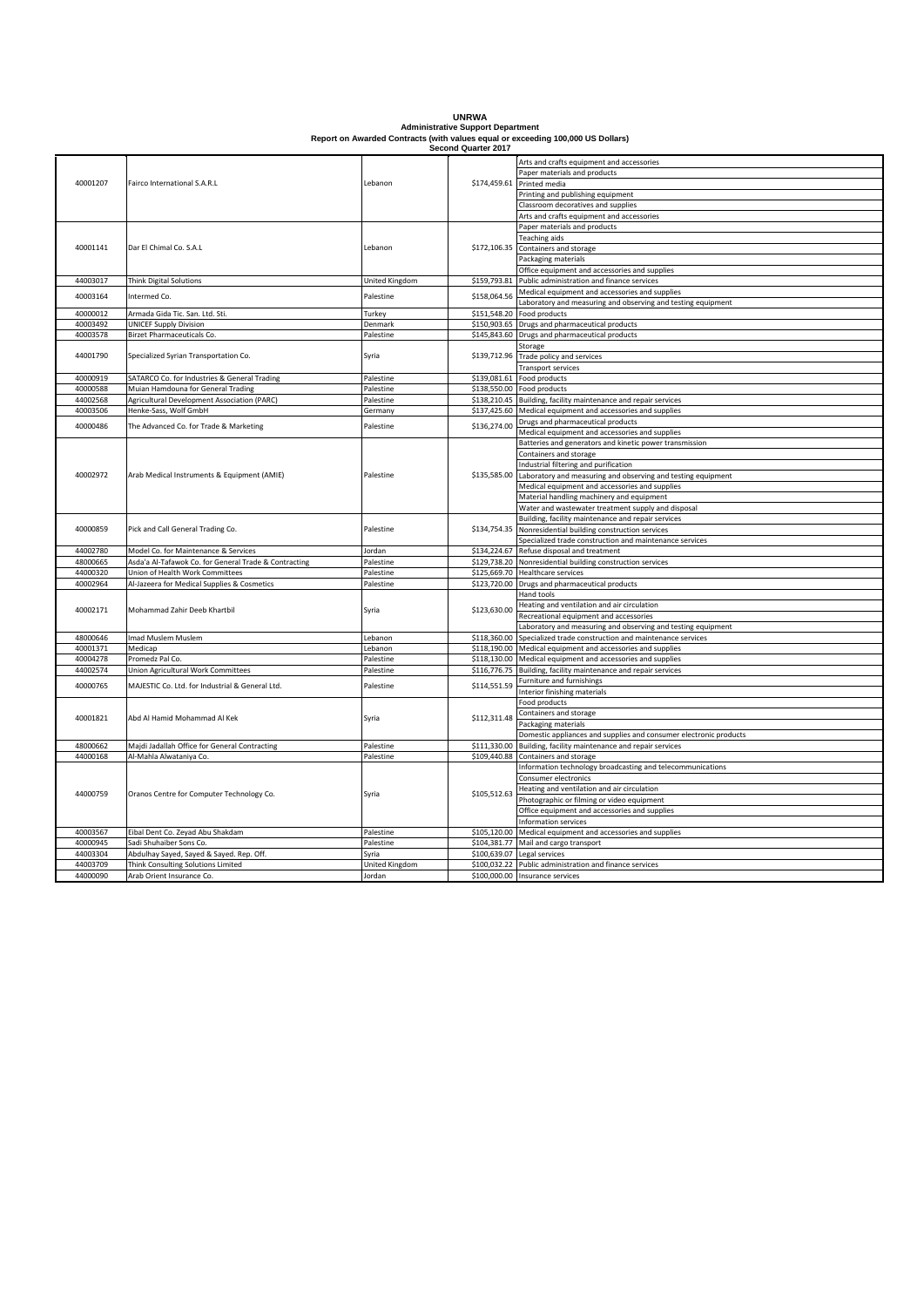# UNRWA
## Administrative Support Department
### Report on Awarded Contracts (with values equal or exceeding 100,000 US Dollars)
### Second Quarter 2017

| | | | | |
|---|---|---|---|---|
| 40001207 | Fairco International S.A.R.L | Lebanon | $174,459.61 | Arts and crafts equipment and accessories<br>Paper materials and products<br>Printed media<br>Printing and publishing equipment<br>Classroom decoratives and supplies |
| 40001141 | Dar El Chimal Co. S.A.L | Lebanon | $172,106.35 | Arts and crafts equipment and accessories<br>Paper materials and products<br>Teaching aids<br>Containers and storage<br>Packaging materials<br>Office equipment and accessories and supplies |
| 44003017 | Think Digital Solutions | United Kingdom | $159,793.81 | Public administration and finance services |
| 40003164 | Intermed Co. | Palestine | $158,064.56 | Medical equipment and accessories and supplies<br>Laboratory and measuring and observing and testing equipment |
| 40000012 | Armada Gida Tic. San. Ltd. Sti. | Turkey | $151,548.20 | Food products |
| 40003492 | UNICEF Supply Division | Denmark | $150,903.65 | Drugs and pharmaceutical products |
| 40003578 | Birzet Pharmaceuticals Co. | Palestine | $145,843.60 | Drugs and pharmaceutical products |
| 44001790 | Specialized Syrian Transportation Co. | Syria | $139,712.96 | Storage<br>Trade policy and services<br>Transport services |
| 40000919 | SATARCO Co. for Industries & General Trading | Palestine | $139,081.61 | Food products |
| 40000588 | Muian Hamdouna for General Trading | Palestine | $138,550.00 | Food products |
| 44002568 | Agricultural Development Association (PARC) | Palestine | $138,210.45 | Building, facility maintenance and repair services |
| 40003506 | Henke-Sass, Wolf GmbH | Germany | $137,425.60 | Medical equipment and accessories and supplies |
| 40000486 | The Advanced Co. for Trade & Marketing | Palestine | $136,274.00 | Drugs and pharmaceutical products<br>Medical equipment and accessories and supplies |
| 40002972 | Arab Medical Instruments & Equipment (AMIE) | Palestine | $135,585.00 | Batteries and generators and kinetic power transmission<br>Containers and storage<br>Industrial filtering and purification<br>Laboratory and measuring and observing and testing equipment<br>Medical equipment and accessories and supplies<br>Material handling machinery and equipment<br>Water and wastewater treatment supply and disposal |
| 40000859 | Pick and Call General Trading Co. | Palestine | $134,754.35 | Building, facility maintenance and repair services<br>Nonresidential building construction services<br>Specialized trade construction and maintenance services |
| 44002780 | Model Co. for Maintenance & Services | Jordan | $134,224.67 | Refuse disposal and treatment |
| 48000665 | Asda'a Al-Tafawok Co. for General Trade & Contracting | Palestine | $129,738.20 | Nonresidential building construction services |
| 44000320 | Union of Health Work Committees | Palestine | $125,669.70 | Healthcare services |
| 40002964 | Al-Jazeera for Medical Supplies & Cosmetics | Palestine | $123,720.00 | Drugs and pharmaceutical products |
| 40002171 | Mohammad Zahir Deeb Khartbil | Syria | $123,630.00 | Hand tools<br>Heating and ventilation and air circulation<br>Recreational equipment and accessories<br>Laboratory and measuring and observing and testing equipment |
| 48000646 | Imad Muslem Muslem | Lebanon | $118,360.00 | Specialized trade construction and maintenance services |
| 40001371 | Medicap | Lebanon | $118,190.00 | Medical equipment and accessories and supplies |
| 40004278 | Promedz Pal Co. | Palestine | $118,130.00 | Medical equipment and accessories and supplies |
| 44002574 | Union Agricultural Work Committees | Palestine | $116,776.75 | Building, facility maintenance and repair services |
| 40000765 | MAJESTIC Co. Ltd. for Industrial & General Ltd. | Palestine | $114,551.59 | Furniture and furnishings<br>Interior finishing materials |
| 40001821 | Abd Al Hamid Mohammad Al Kek | Syria | $112,311.48 | Food products<br>Containers and storage<br>Packaging materials<br>Domestic appliances and supplies and consumer electronic products |
| 48000662 | Majdi Jadallah Office for General Contracting | Palestine | $111,330.00 | Building, facility maintenance and repair services |
| 44000168 | Al-Mahla Alwataniya Co. | Palestine | $109,440.88 | Containers and storage |
| 44000759 | Oranos Centre for Computer Technology Co. | Syria | $105,512.63 | Information technology broadcasting and telecommunications<br>Consumer electronics<br>Heating and ventilation and air circulation<br>Photographic or filming or video equipment<br>Office equipment and accessories and supplies<br>Information services |
| 40003567 | Eibal Dent Co. Zeyad Abu Shakdam | Palestine | $105,120.00 | Medical equipment and accessories and supplies |
| 40000945 | Sadi Shuhaiber Sons Co. | Palestine | $104,381.77 | Mail and cargo transport |
| 44003304 | Abdulhay Sayed, Sayed & Sayed. Rep. Off. | Syria | $100,639.07 | Legal services |
| 44003709 | Think Consulting Solutions Limited | United Kingdom | $100,032.22 | Public administration and finance services |
| 44000090 | Arab Orient Insurance Co. | Jordan | $100,000.00 | Insurance services |